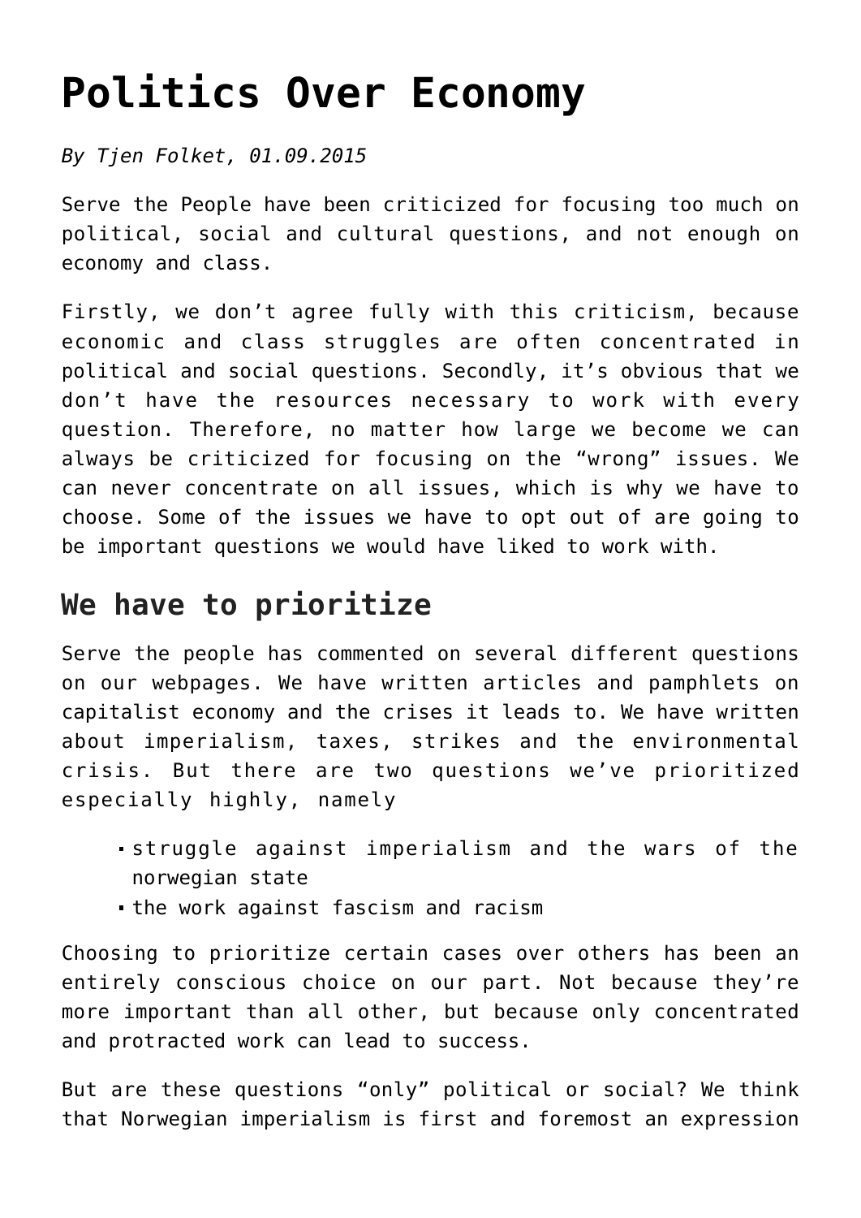# Politics Over Economy

*By Tjen Folket, 01.09.2015*

Serve the People have been criticized for focusing too much on political, social and cultural questions, and not enough on economy and class.

Firstly, we don't agree fully with this criticism, because economic and class struggles are often concentrated in political and social questions. Secondly, it's obvious that we don't have the resources necessary to work with every question. Therefore, no matter how large we become we can always be criticized for focusing on the "wrong" issues. We can never concentrate on all issues, which is why we have to choose. Some of the issues we have to opt out of are going to be important questions we would have liked to work with.

## We have to prioritize

Serve the people has commented on several different questions on our webpages. We have written articles and pamphlets on capitalist economy and the crises it leads to. We have written about imperialism, taxes, strikes and the environmental crisis. But there are two questions we've prioritized especially highly, namely

- struggle against imperialism and the wars of the norwegian state
- the work against fascism and racism

Choosing to prioritize certain cases over others has been an entirely conscious choice on our part. Not because they're more important than all other, but because only concentrated and protracted work can lead to success.

But are these questions "only" political or social? We think that Norwegian imperialism is first and foremost an expression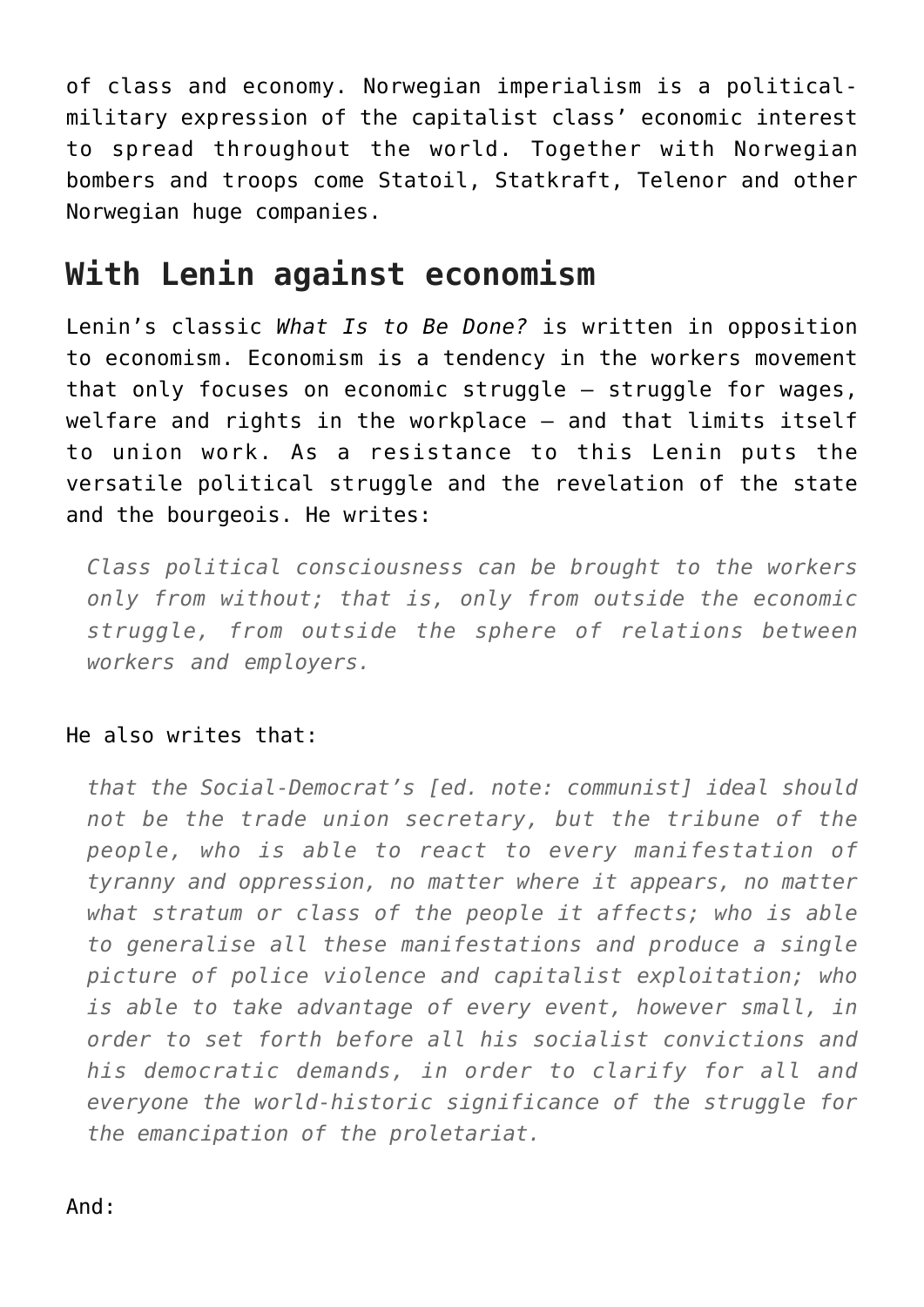of class and economy. Norwegian imperialism is a political-military expression of the capitalist class' economic interest to spread throughout the world. Together with Norwegian bombers and troops come Statoil, Statkraft, Telenor and other Norwegian huge companies.

## With Lenin against economism

Lenin's classic *What Is to Be Done?* is written in opposition to economism. Economism is a tendency in the workers movement that only focuses on economic struggle – struggle for wages, welfare and rights in the workplace – and that limits itself to union work. As a resistance to this Lenin puts the versatile political struggle and the revelation of the state and the bourgeois. He writes:

> *Class political consciousness can be brought to the workers only from without; that is, only from outside the economic struggle, from outside the sphere of relations between workers and employers.*

He also writes that:

> *that the Social-Democrat's [ed. note: communist] ideal should not be the trade union secretary, but the tribune of the people, who is able to react to every manifestation of tyranny and oppression, no matter where it appears, no matter what stratum or class of the people it affects; who is able to generalise all these manifestations and produce a single picture of police violence and capitalist exploitation; who is able to take advantage of every event, however small, in order to set forth before all his socialist convictions and his democratic demands, in order to clarify for all and everyone the world-historic significance of the struggle for the emancipation of the proletariat.*

And: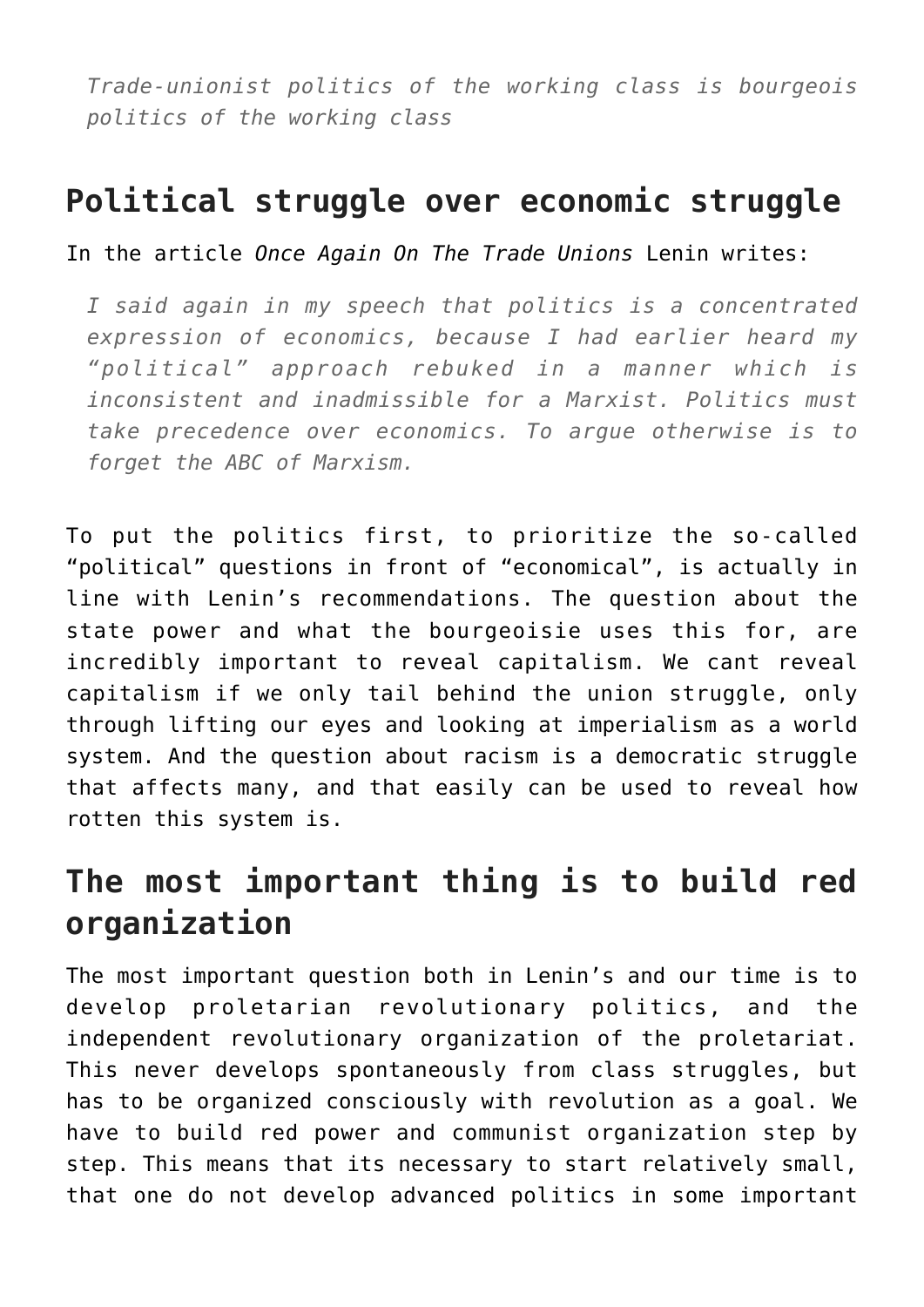> *Trade-unionist politics of the working class is bourgeois politics of the working class*

## Political struggle over economic struggle

In the article *Once Again On The Trade Unions* Lenin writes:

> *I said again in my speech that politics is a concentrated expression of economics, because I had earlier heard my "political" approach rebuked in a manner which is inconsistent and inadmissible for a Marxist. Politics must take precedence over economics. To argue otherwise is to forget the ABC of Marxism.*

To put the politics first, to prioritize the so-called "political" questions in front of "economical", is actually in line with Lenin's recommendations. The question about the state power and what the bourgeoisie uses this for, are incredibly important to reveal capitalism. We cant reveal capitalism if we only tail behind the union struggle, only through lifting our eyes and looking at imperialism as a world system. And the question about racism is a democratic struggle that affects many, and that easily can be used to reveal how rotten this system is.

## The most important thing is to build red organization

The most important question both in Lenin's and our time is to develop proletarian revolutionary politics, and the independent revolutionary organization of the proletariat. This never develops spontaneously from class struggles, but has to be organized consciously with revolution as a goal. We have to build red power and communist organization step by step. This means that its necessary to start relatively small, that one do not develop advanced politics in some important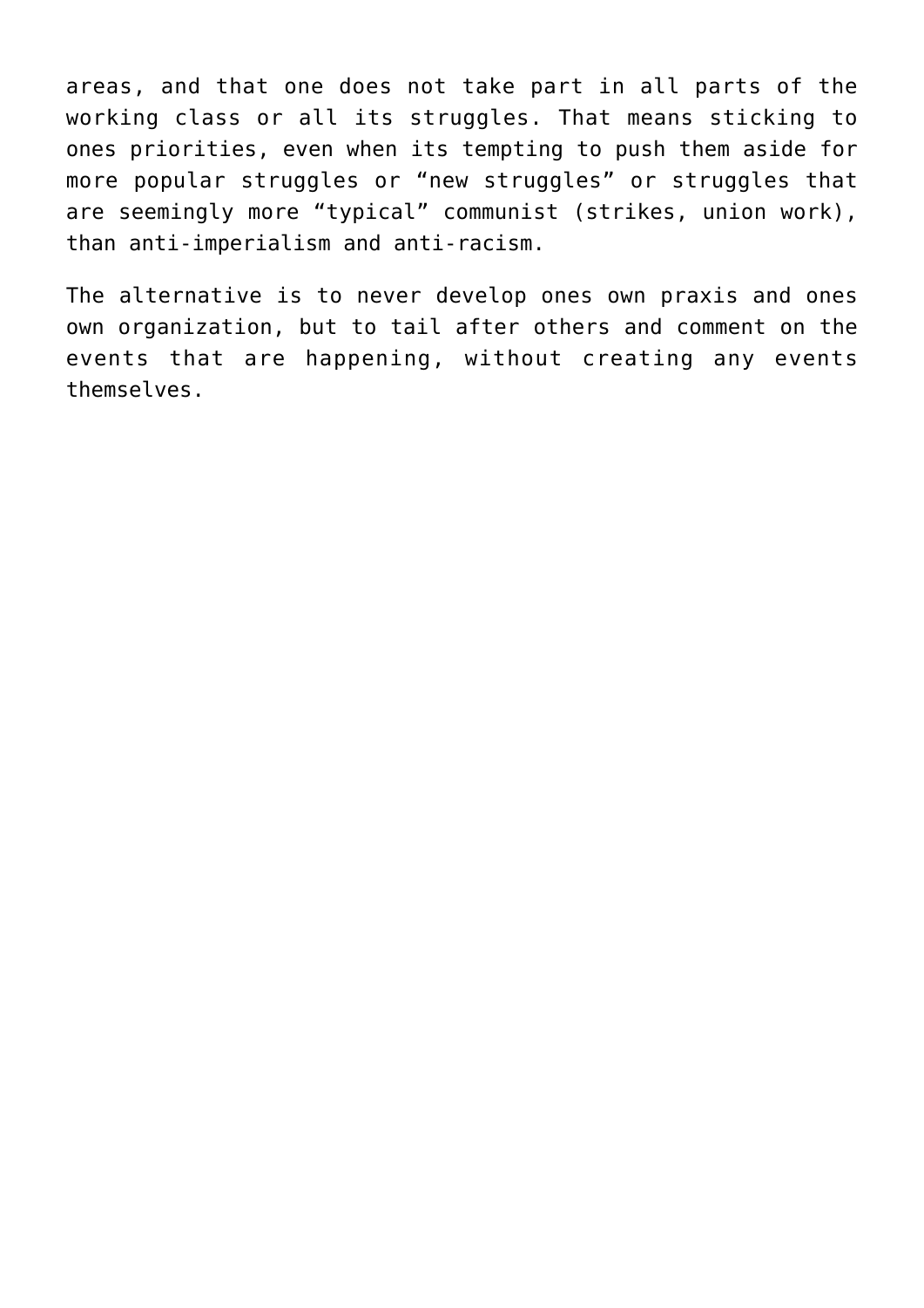areas, and that one does not take part in all parts of the working class or all its struggles. That means sticking to ones priorities, even when its tempting to push them aside for more popular struggles or “new struggles” or struggles that are seemingly more “typical” communist (strikes, union work), than anti-imperialism and anti-racism.

The alternative is to never develop ones own praxis and ones own organization, but to tail after others and comment on the events that are happening, without creating any events themselves.